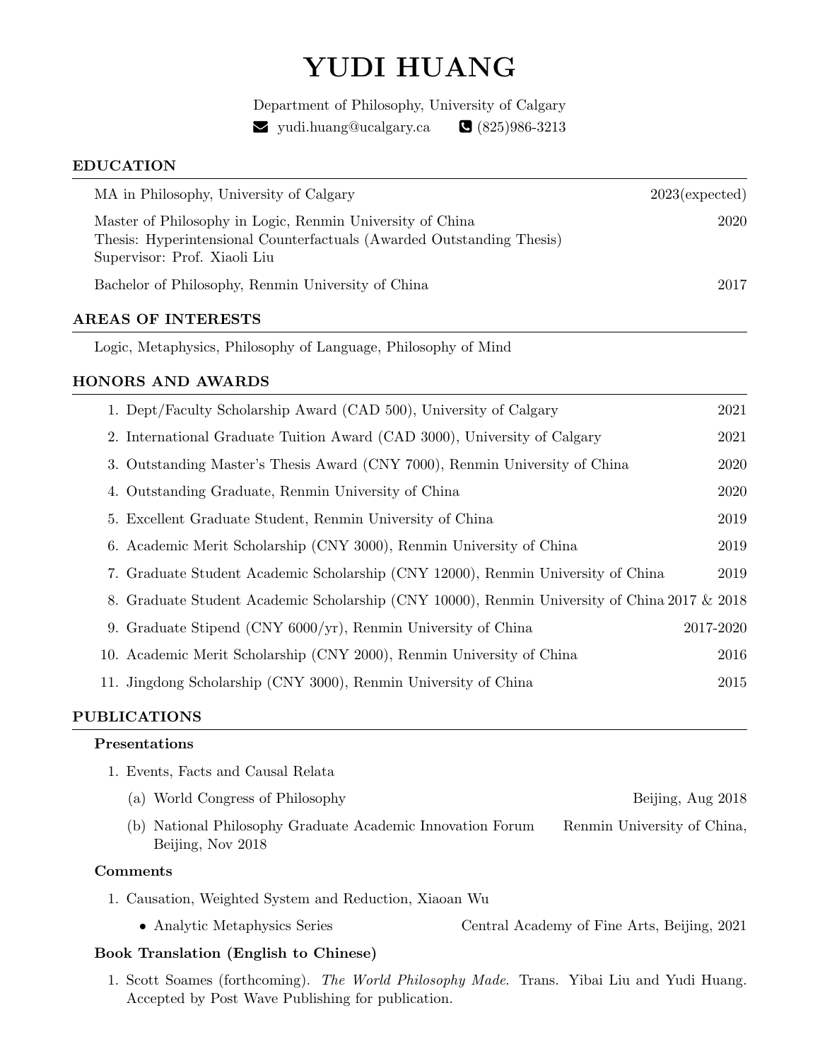# YUDI HUANG

Department of Philosophy, University of Calgary

yudi.huang@ucalgary.ca (825)986-3213

## EDUCATION

MA in Philosophy, University of Calgary — 2023(expected)

Master of Philosophy in Logic, Renmin University of China — 2020
Thesis: Hyperintensional Counterfactuals (Awarded Outstanding Thesis)
Supervisor: Prof. Xiaoli Liu

Bachelor of Philosophy, Renmin University of China — 2017

## AREAS OF INTERESTS

Logic, Metaphysics, Philosophy of Language, Philosophy of Mind

## HONORS AND AWARDS

1. Dept/Faculty Scholarship Award (CAD 500), University of Calgary — 2021
2. International Graduate Tuition Award (CAD 3000), University of Calgary — 2021
3. Outstanding Master's Thesis Award (CNY 7000), Renmin University of China — 2020
4. Outstanding Graduate, Renmin University of China — 2020
5. Excellent Graduate Student, Renmin University of China — 2019
6. Academic Merit Scholarship (CNY 3000), Renmin University of China — 2019
7. Graduate Student Academic Scholarship (CNY 12000), Renmin University of China — 2019
8. Graduate Student Academic Scholarship (CNY 10000), Renmin University of China — 2017 & 2018
9. Graduate Stipend (CNY 6000/yr), Renmin University of China — 2017-2020
10. Academic Merit Scholarship (CNY 2000), Renmin University of China — 2016
11. Jingdong Scholarship (CNY 3000), Renmin University of China — 2015

## PUBLICATIONS

### Presentations

1. Events, Facts and Causal Relata
   (a) World Congress of Philosophy — Beijing, Aug 2018
   (b) National Philosophy Graduate Academic Innovation Forum — Renmin University of China, Beijing, Nov 2018

### Comments

1. Causation, Weighted System and Reduction, Xiaoan Wu
   - Analytic Metaphysics Series — Central Academy of Fine Arts, Beijing, 2021

### Book Translation (English to Chinese)

1. Scott Soames (forthcoming). *The World Philosophy Made*. Trans. Yibai Liu and Yudi Huang. Accepted by Post Wave Publishing for publication.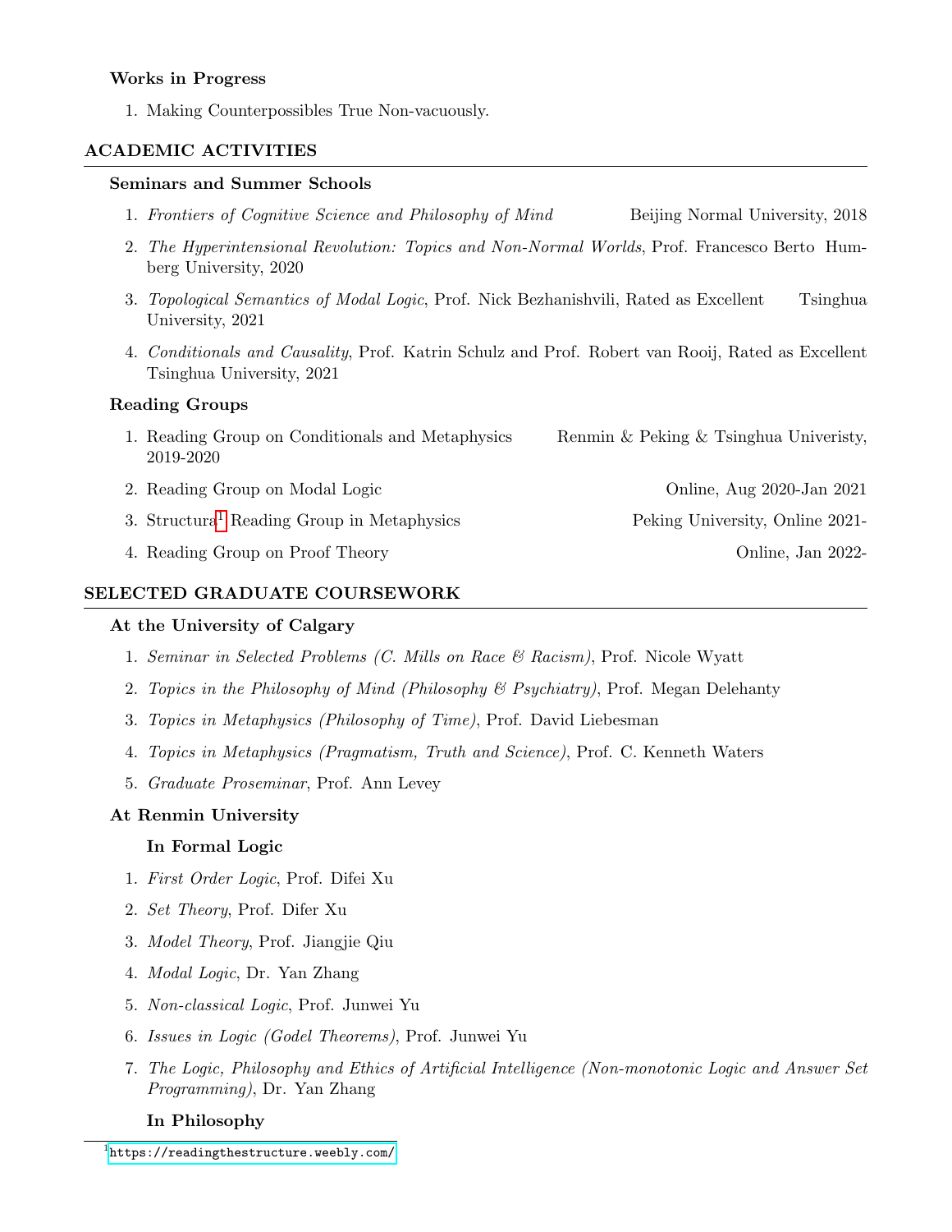### Works in Progress

1. Making Counterpossibles True Non-vacuously.

## ACADEMIC ACTIVITIES

### Seminars and Summer Schools

1. *Frontiers of Cognitive Science and Philosophy of Mind* Beijing Normal University, 2018
2. *The Hyperintensional Revolution: Topics and Non-Normal Worlds*, Prof. Francesco Berto Humberg University, 2020
3. *Topological Semantics of Modal Logic*, Prof. Nick Bezhanishvili, Rated as Excellent Tsinghua University, 2021
4. *Conditionals and Causality*, Prof. Katrin Schulz and Prof. Robert van Rooij, Rated as Excellent Tsinghua University, 2021

### Reading Groups

1. Reading Group on Conditionals and Metaphysics Renmin & Peking & Tsinghua Univeristy, 2019-2020
2. Reading Group on Modal Logic Online, Aug 2020-Jan 2021
3. Structural[1] Reading Group in Metaphysics Peking University, Online 2021-
4. Reading Group on Proof Theory Online, Jan 2022-

## SELECTED GRADUATE COURSEWORK

### At the University of Calgary

1. *Seminar in Selected Problems (C. Mills on Race & Racism)*, Prof. Nicole Wyatt
2. *Topics in the Philosophy of Mind (Philosophy & Psychiatry)*, Prof. Megan Delehanty
3. *Topics in Metaphysics (Philosophy of Time)*, Prof. David Liebesman
4. *Topics in Metaphysics (Pragmatism, Truth and Science)*, Prof. C. Kenneth Waters
5. *Graduate Proseminar*, Prof. Ann Levey

### At Renmin University

#### In Formal Logic

1. *First Order Logic*, Prof. Difei Xu
2. *Set Theory*, Prof. Difer Xu
3. *Model Theory*, Prof. Jiangjie Qiu
4. *Modal Logic*, Dr. Yan Zhang
5. *Non-classical Logic*, Prof. Junwei Yu
6. *Issues in Logic (Godel Theorems)*, Prof. Junwei Yu
7. *The Logic, Philosophy and Ethics of Artificial Intelligence (Non-monotonic Logic and Answer Set Programming)*, Dr. Yan Zhang

#### In Philosophy

[1] https://readingthestructure.weebly.com/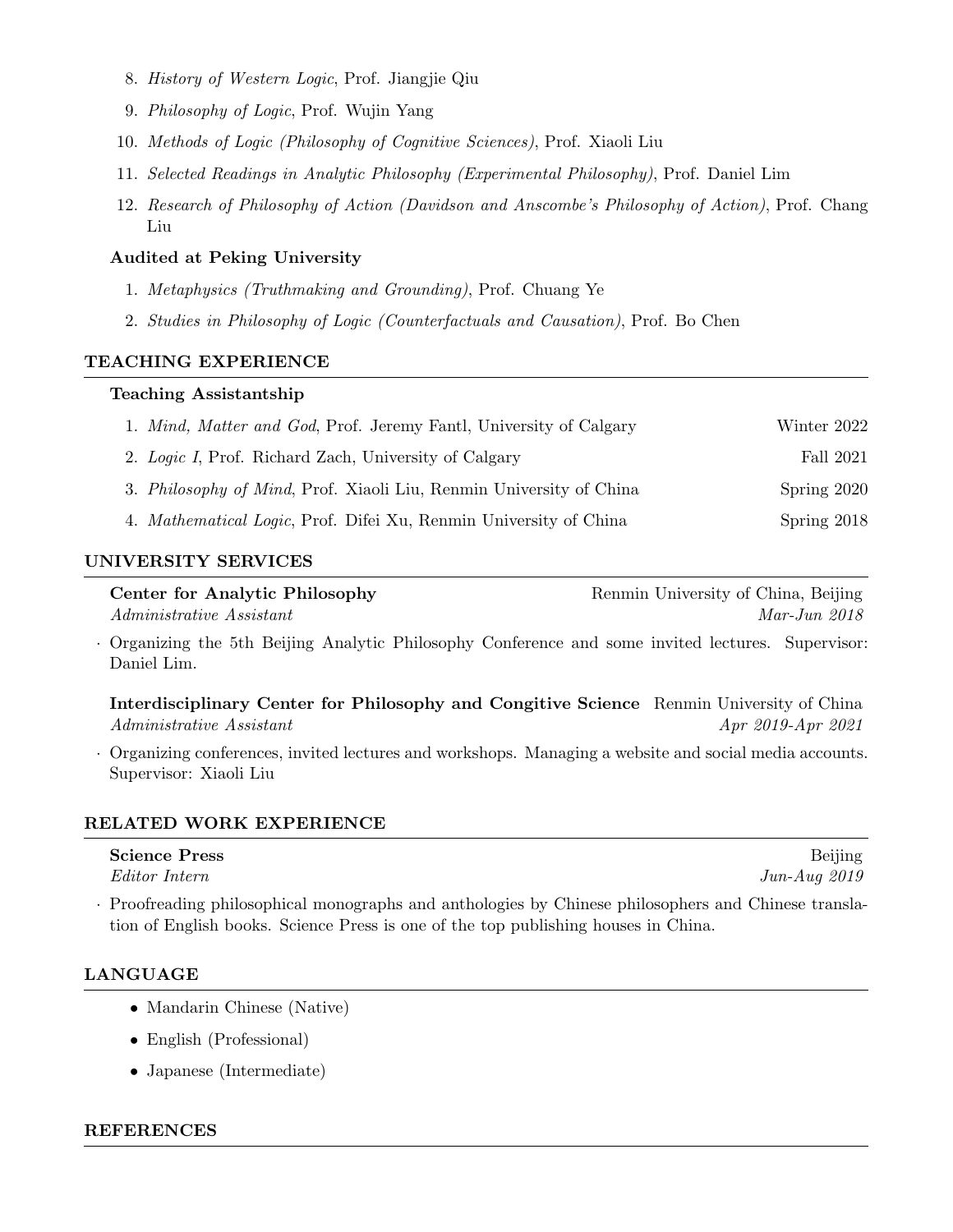8. *History of Western Logic*, Prof. Jiangjie Qiu
9. *Philosophy of Logic*, Prof. Wujin Yang
10. *Methods of Logic (Philosophy of Cognitive Sciences)*, Prof. Xiaoli Liu
11. *Selected Readings in Analytic Philosophy (Experimental Philosophy)*, Prof. Daniel Lim
12. *Research of Philosophy of Action (Davidson and Anscombe's Philosophy of Action)*, Prof. Chang Liu

**Audited at Peking University**

1. *Metaphysics (Truthmaking and Grounding)*, Prof. Chuang Ye
2. *Studies in Philosophy of Logic (Counterfactuals and Causation)*, Prof. Bo Chen

## TEACHING EXPERIENCE

**Teaching Assistantship**

1. *Mind, Matter and God*, Prof. Jeremy Fantl, University of Calgary — Winter 2022
2. *Logic I*, Prof. Richard Zach, University of Calgary — Fall 2021
3. *Philosophy of Mind*, Prof. Xiaoli Liu, Renmin University of China — Spring 2020
4. *Mathematical Logic*, Prof. Difei Xu, Renmin University of China — Spring 2018

## UNIVERSITY SERVICES

**Center for Analytic Philosophy** — Renmin University of China, Beijing
*Administrative Assistant* — *Mar-Jun 2018*

· Organizing the 5th Beijing Analytic Philosophy Conference and some invited lectures. Supervisor: Daniel Lim.

**Interdisciplinary Center for Philosophy and Congitive Science** — Renmin University of China
*Administrative Assistant* — *Apr 2019-Apr 2021*

· Organizing conferences, invited lectures and workshops. Managing a website and social media accounts. Supervisor: Xiaoli Liu

## RELATED WORK EXPERIENCE

**Science Press** — Beijing
*Editor Intern* — *Jun-Aug 2019*

· Proofreading philosophical monographs and anthologies by Chinese philosophers and Chinese translation of English books. Science Press is one of the top publishing houses in China.

## LANGUAGE

- Mandarin Chinese (Native)
- English (Professional)
- Japanese (Intermediate)

## REFERENCES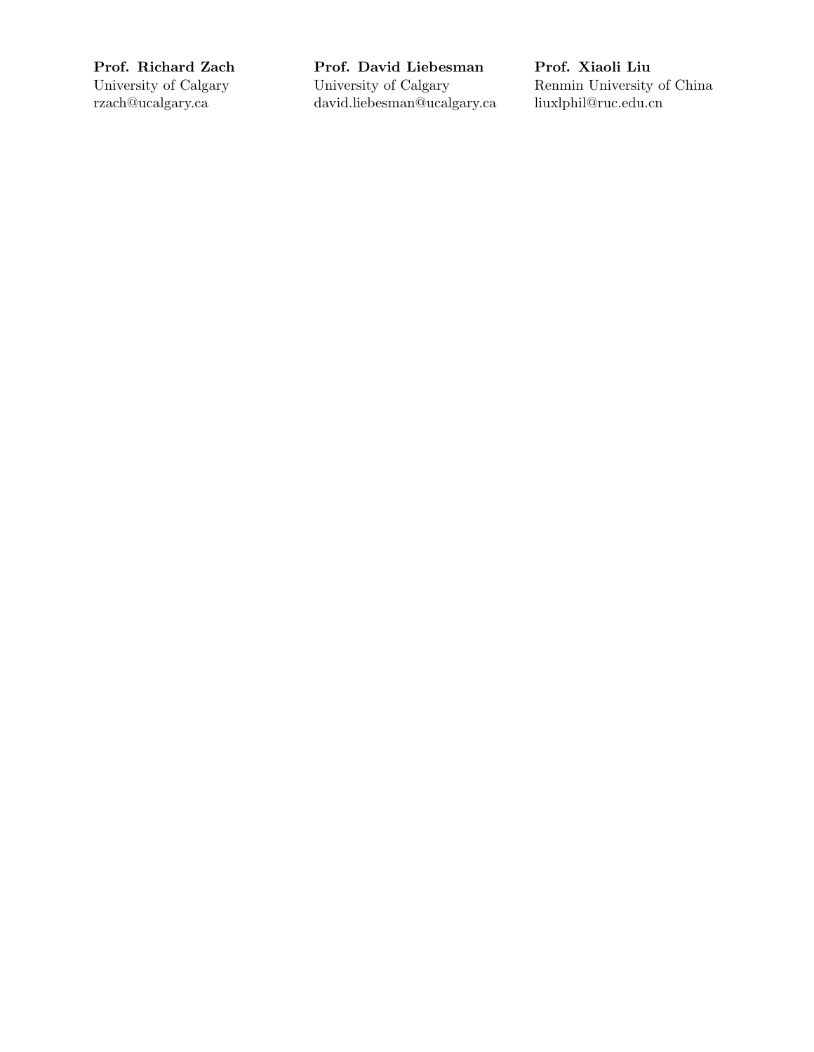**Prof. Richard Zach**
University of Calgary
rzach@ucalgary.ca

**Prof. David Liebesman**
University of Calgary
david.liebesman@ucalgary.ca

**Prof. Xiaoli Liu**
Renmin University of China
liuxlphil@ruc.edu.cn